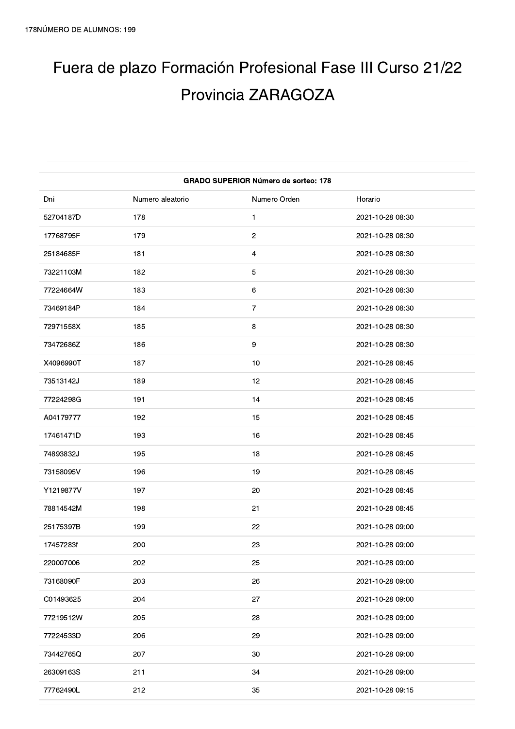178NÚMERO DE ALUMNOS: 199

# Fuera de plazo Formación Profesional Fase III Curso 21/22 Provincia ZARAGOZA

| **GRADO SUPERIOR Número de sorteo: 178** | | | |
|---|---|---|---|
| Dni | Numero aleatorio | Numero Orden | Horario |
| 52704187D | 178 | 1 | 2021-10-28 08:30 |
| 17768795F | 179 | 2 | 2021-10-28 08:30 |
| 25184685F | 181 | 4 | 2021-10-28 08:30 |
| 73221103M | 182 | 5 | 2021-10-28 08:30 |
| 77224664W | 183 | 6 | 2021-10-28 08:30 |
| 73469184P | 184 | 7 | 2021-10-28 08:30 |
| 72971558X | 185 | 8 | 2021-10-28 08:30 |
| 73472686Z | 186 | 9 | 2021-10-28 08:30 |
| X4096990T | 187 | 10 | 2021-10-28 08:45 |
| 73513142J | 189 | 12 | 2021-10-28 08:45 |
| 77224298G | 191 | 14 | 2021-10-28 08:45 |
| A04179777 | 192 | 15 | 2021-10-28 08:45 |
| 17461471D | 193 | 16 | 2021-10-28 08:45 |
| 74893832J | 195 | 18 | 2021-10-28 08:45 |
| 73158095V | 196 | 19 | 2021-10-28 08:45 |
| Y1219877V | 197 | 20 | 2021-10-28 08:45 |
| 78814542M | 198 | 21 | 2021-10-28 08:45 |
| 25175397B | 199 | 22 | 2021-10-28 09:00 |
| 17457283f | 200 | 23 | 2021-10-28 09:00 |
| 220007006 | 202 | 25 | 2021-10-28 09:00 |
| 73168090F | 203 | 26 | 2021-10-28 09:00 |
| C01493625 | 204 | 27 | 2021-10-28 09:00 |
| 77219512W | 205 | 28 | 2021-10-28 09:00 |
| 77224533D | 206 | 29 | 2021-10-28 09:00 |
| 73442765Q | 207 | 30 | 2021-10-28 09:00 |
| 26309163S | 211 | 34 | 2021-10-28 09:00 |
| 77762490L | 212 | 35 | 2021-10-28 09:15 |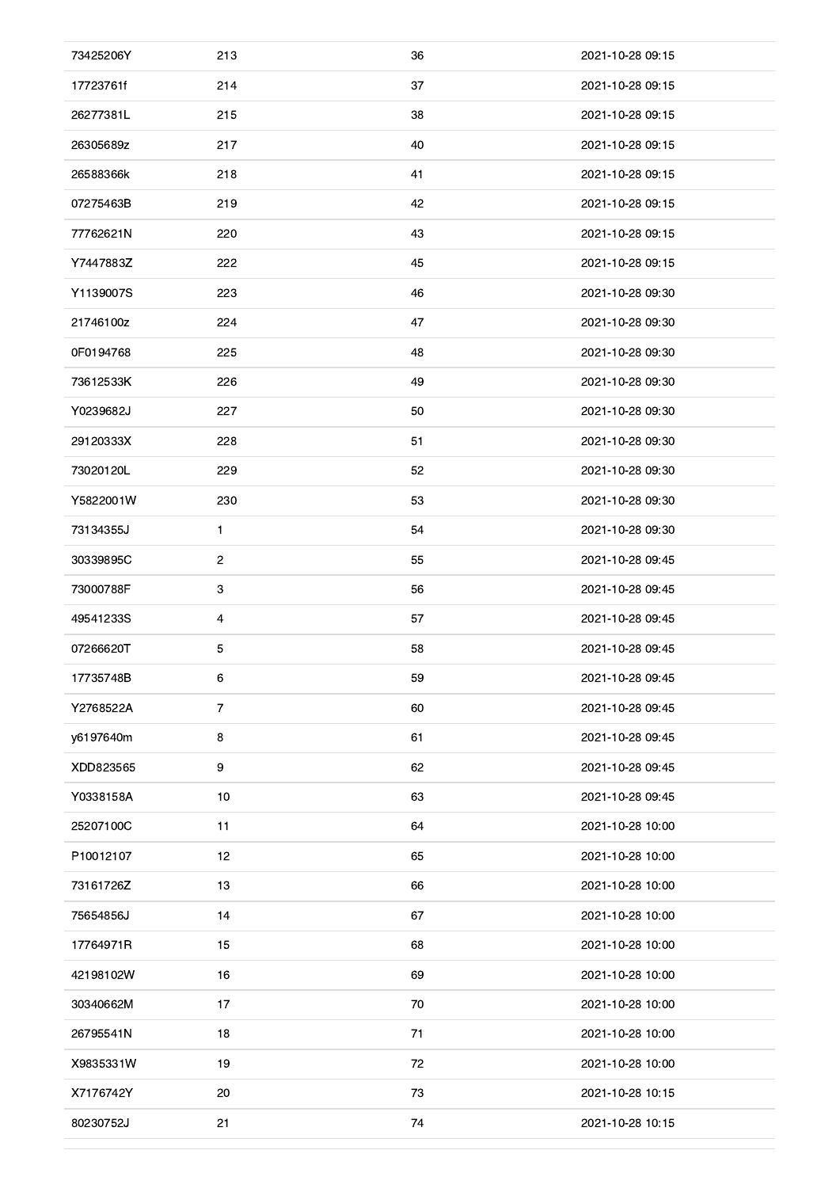| | | | |
|---|---|---|---|
| 73425206Y | 213 | 36 | 2021-10-28 09:15 |
| 17723761f | 214 | 37 | 2021-10-28 09:15 |
| 26277381L | 215 | 38 | 2021-10-28 09:15 |
| 26305689z | 217 | 40 | 2021-10-28 09:15 |
| 26588366k | 218 | 41 | 2021-10-28 09:15 |
| 07275463B | 219 | 42 | 2021-10-28 09:15 |
| 77762621N | 220 | 43 | 2021-10-28 09:15 |
| Y7447883Z | 222 | 45 | 2021-10-28 09:15 |
| Y1139007S | 223 | 46 | 2021-10-28 09:30 |
| 21746100z | 224 | 47 | 2021-10-28 09:30 |
| 0F0194768 | 225 | 48 | 2021-10-28 09:30 |
| 73612533K | 226 | 49 | 2021-10-28 09:30 |
| Y0239682J | 227 | 50 | 2021-10-28 09:30 |
| 29120333X | 228 | 51 | 2021-10-28 09:30 |
| 73020120L | 229 | 52 | 2021-10-28 09:30 |
| Y5822001W | 230 | 53 | 2021-10-28 09:30 |
| 73134355J | 1 | 54 | 2021-10-28 09:30 |
| 30339895C | 2 | 55 | 2021-10-28 09:45 |
| 73000788F | 3 | 56 | 2021-10-28 09:45 |
| 49541233S | 4 | 57 | 2021-10-28 09:45 |
| 07266620T | 5 | 58 | 2021-10-28 09:45 |
| 17735748B | 6 | 59 | 2021-10-28 09:45 |
| Y2768522A | 7 | 60 | 2021-10-28 09:45 |
| y6197640m | 8 | 61 | 2021-10-28 09:45 |
| XDD823565 | 9 | 62 | 2021-10-28 09:45 |
| Y0338158A | 10 | 63 | 2021-10-28 09:45 |
| 25207100C | 11 | 64 | 2021-10-28 10:00 |
| P10012107 | 12 | 65 | 2021-10-28 10:00 |
| 73161726Z | 13 | 66 | 2021-10-28 10:00 |
| 75654856J | 14 | 67 | 2021-10-28 10:00 |
| 17764971R | 15 | 68 | 2021-10-28 10:00 |
| 42198102W | 16 | 69 | 2021-10-28 10:00 |
| 30340662M | 17 | 70 | 2021-10-28 10:00 |
| 26795541N | 18 | 71 | 2021-10-28 10:00 |
| X9835331W | 19 | 72 | 2021-10-28 10:00 |
| X7176742Y | 20 | 73 | 2021-10-28 10:15 |
| 80230752J | 21 | 74 | 2021-10-28 10:15 |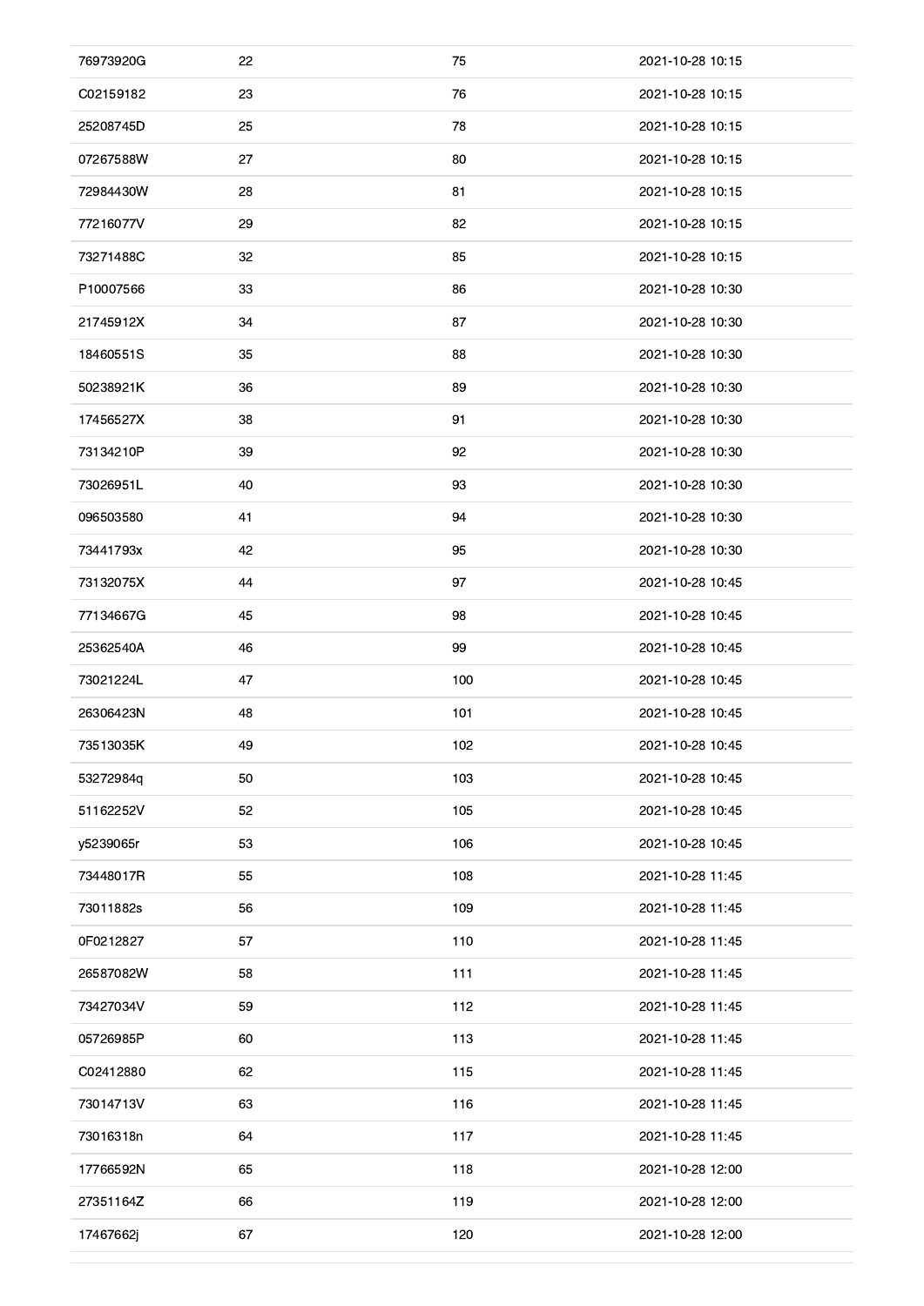| | | | |
|---|---|---|---|
| 76973920G | 22 | 75 | 2021-10-28 10:15 |
| C02159182 | 23 | 76 | 2021-10-28 10:15 |
| 25208745D | 25 | 78 | 2021-10-28 10:15 |
| 07267588W | 27 | 80 | 2021-10-28 10:15 |
| 72984430W | 28 | 81 | 2021-10-28 10:15 |
| 77216077V | 29 | 82 | 2021-10-28 10:15 |
| 73271488C | 32 | 85 | 2021-10-28 10:15 |
| P10007566 | 33 | 86 | 2021-10-28 10:30 |
| 21745912X | 34 | 87 | 2021-10-28 10:30 |
| 18460551S | 35 | 88 | 2021-10-28 10:30 |
| 50238921K | 36 | 89 | 2021-10-28 10:30 |
| 17456527X | 38 | 91 | 2021-10-28 10:30 |
| 73134210P | 39 | 92 | 2021-10-28 10:30 |
| 73026951L | 40 | 93 | 2021-10-28 10:30 |
| 096503580 | 41 | 94 | 2021-10-28 10:30 |
| 73441793x | 42 | 95 | 2021-10-28 10:30 |
| 73132075X | 44 | 97 | 2021-10-28 10:45 |
| 77134667G | 45 | 98 | 2021-10-28 10:45 |
| 25362540A | 46 | 99 | 2021-10-28 10:45 |
| 73021224L | 47 | 100 | 2021-10-28 10:45 |
| 26306423N | 48 | 101 | 2021-10-28 10:45 |
| 73513035K | 49 | 102 | 2021-10-28 10:45 |
| 53272984q | 50 | 103 | 2021-10-28 10:45 |
| 51162252V | 52 | 105 | 2021-10-28 10:45 |
| y5239065r | 53 | 106 | 2021-10-28 10:45 |
| 73448017R | 55 | 108 | 2021-10-28 11:45 |
| 73011882s | 56 | 109 | 2021-10-28 11:45 |
| 0F0212827 | 57 | 110 | 2021-10-28 11:45 |
| 26587082W | 58 | 111 | 2021-10-28 11:45 |
| 73427034V | 59 | 112 | 2021-10-28 11:45 |
| 05726985P | 60 | 113 | 2021-10-28 11:45 |
| C02412880 | 62 | 115 | 2021-10-28 11:45 |
| 73014713V | 63 | 116 | 2021-10-28 11:45 |
| 73016318n | 64 | 117 | 2021-10-28 11:45 |
| 17766592N | 65 | 118 | 2021-10-28 12:00 |
| 27351164Z | 66 | 119 | 2021-10-28 12:00 |
| 17467662j | 67 | 120 | 2021-10-28 12:00 |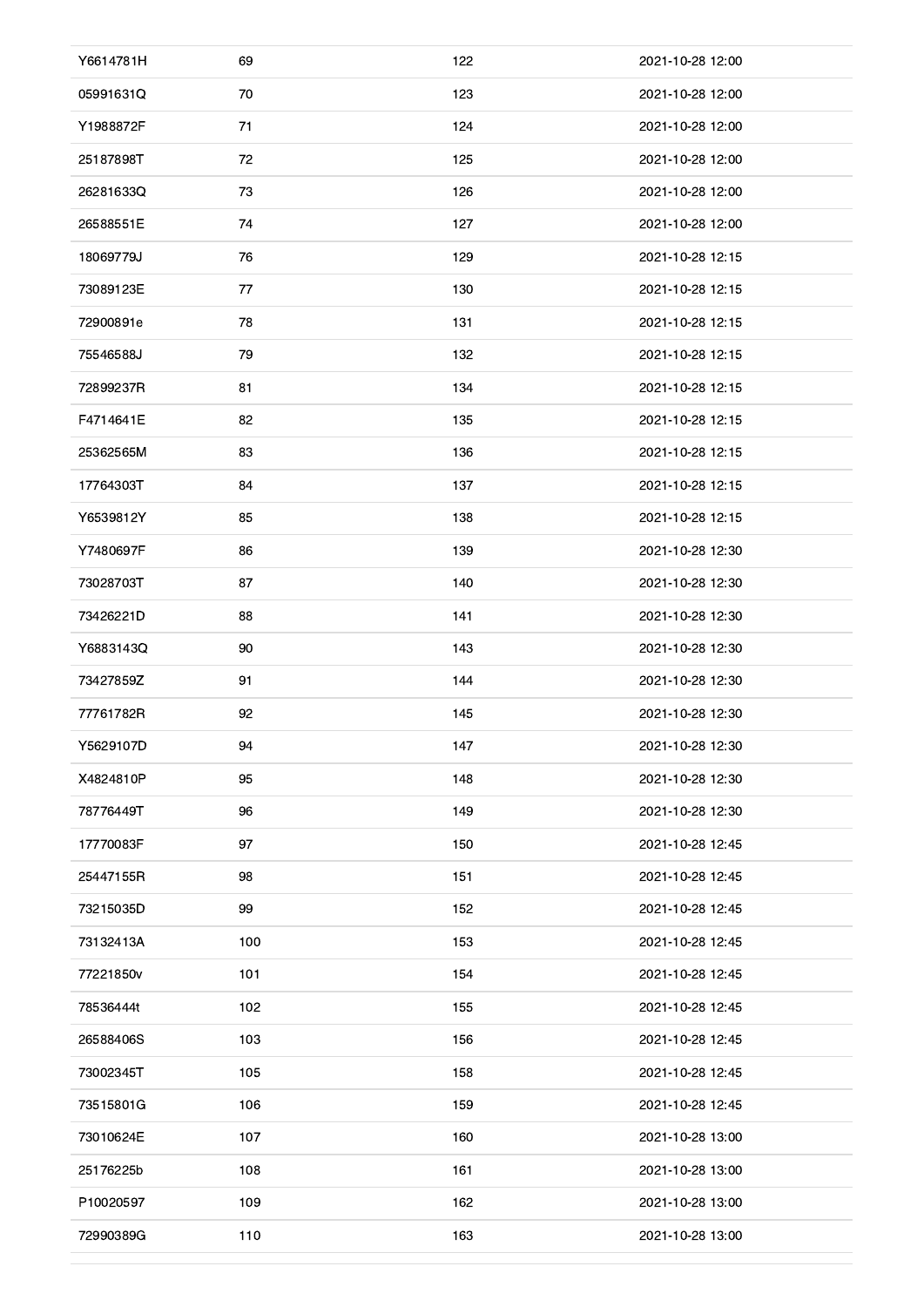| | | | |
|---|---|---|---|
| Y6614781H | 69 | 122 | 2021-10-28 12:00 |
| 05991631Q | 70 | 123 | 2021-10-28 12:00 |
| Y1988872F | 71 | 124 | 2021-10-28 12:00 |
| 25187898T | 72 | 125 | 2021-10-28 12:00 |
| 26281633Q | 73 | 126 | 2021-10-28 12:00 |
| 26588551E | 74 | 127 | 2021-10-28 12:00 |
| 18069779J | 76 | 129 | 2021-10-28 12:15 |
| 73089123E | 77 | 130 | 2021-10-28 12:15 |
| 72900891e | 78 | 131 | 2021-10-28 12:15 |
| 75546588J | 79 | 132 | 2021-10-28 12:15 |
| 72899237R | 81 | 134 | 2021-10-28 12:15 |
| F4714641E | 82 | 135 | 2021-10-28 12:15 |
| 25362565M | 83 | 136 | 2021-10-28 12:15 |
| 17764303T | 84 | 137 | 2021-10-28 12:15 |
| Y6539812Y | 85 | 138 | 2021-10-28 12:15 |
| Y7480697F | 86 | 139 | 2021-10-28 12:30 |
| 73028703T | 87 | 140 | 2021-10-28 12:30 |
| 73426221D | 88 | 141 | 2021-10-28 12:30 |
| Y6883143Q | 90 | 143 | 2021-10-28 12:30 |
| 73427859Z | 91 | 144 | 2021-10-28 12:30 |
| 77761782R | 92 | 145 | 2021-10-28 12:30 |
| Y5629107D | 94 | 147 | 2021-10-28 12:30 |
| X4824810P | 95 | 148 | 2021-10-28 12:30 |
| 78776449T | 96 | 149 | 2021-10-28 12:30 |
| 17770083F | 97 | 150 | 2021-10-28 12:45 |
| 25447155R | 98 | 151 | 2021-10-28 12:45 |
| 73215035D | 99 | 152 | 2021-10-28 12:45 |
| 73132413A | 100 | 153 | 2021-10-28 12:45 |
| 77221850v | 101 | 154 | 2021-10-28 12:45 |
| 78536444t | 102 | 155 | 2021-10-28 12:45 |
| 26588406S | 103 | 156 | 2021-10-28 12:45 |
| 73002345T | 105 | 158 | 2021-10-28 12:45 |
| 73515801G | 106 | 159 | 2021-10-28 12:45 |
| 73010624E | 107 | 160 | 2021-10-28 13:00 |
| 25176225b | 108 | 161 | 2021-10-28 13:00 |
| P10020597 | 109 | 162 | 2021-10-28 13:00 |
| 72990389G | 110 | 163 | 2021-10-28 13:00 |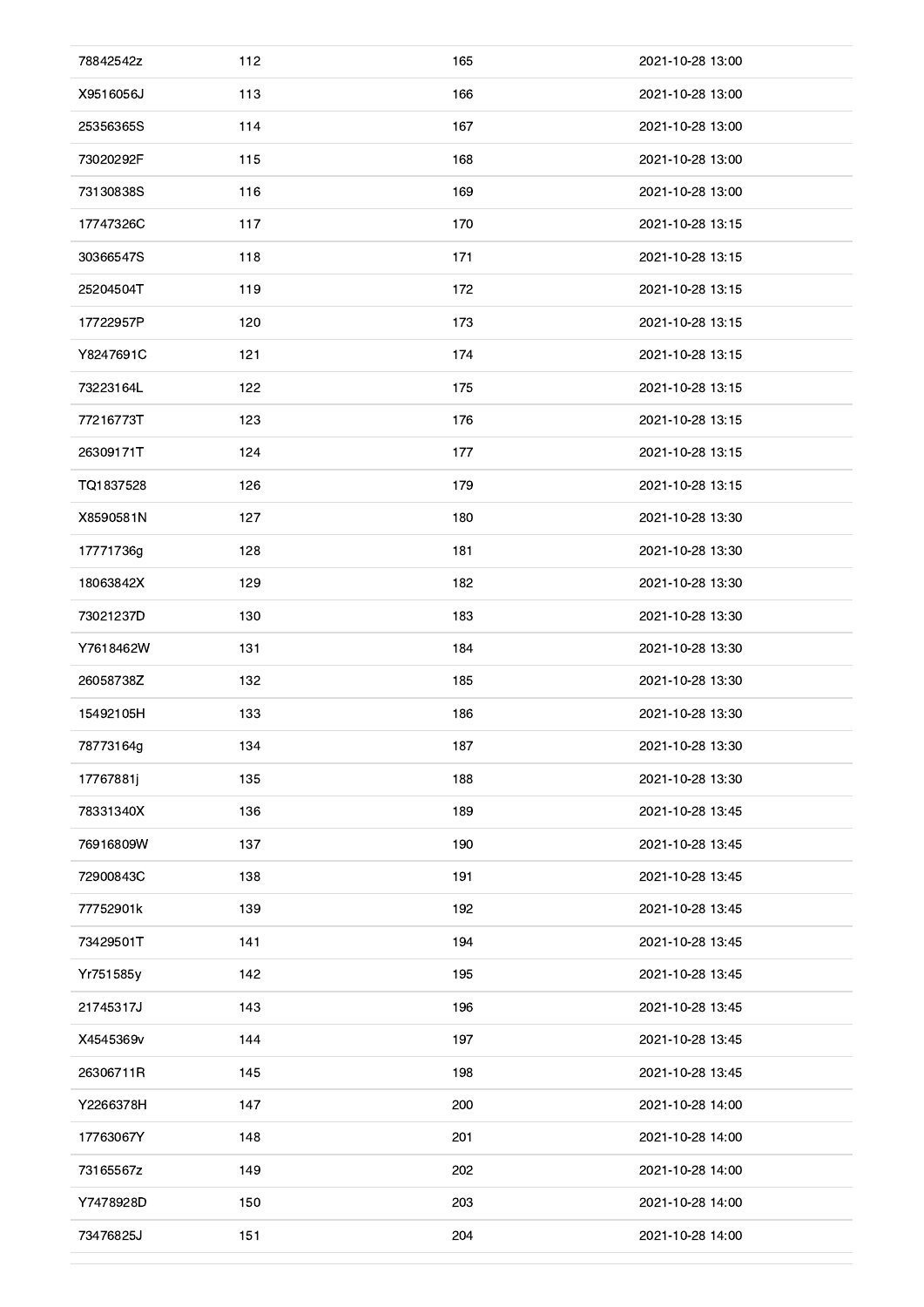| | | | |
|---|---|---|---|
| 78842542z | 112 | 165 | 2021-10-28 13:00 |
| X9516056J | 113 | 166 | 2021-10-28 13:00 |
| 25356365S | 114 | 167 | 2021-10-28 13:00 |
| 73020292F | 115 | 168 | 2021-10-28 13:00 |
| 73130838S | 116 | 169 | 2021-10-28 13:00 |
| 17747326C | 117 | 170 | 2021-10-28 13:15 |
| 30366547S | 118 | 171 | 2021-10-28 13:15 |
| 25204504T | 119 | 172 | 2021-10-28 13:15 |
| 17722957P | 120 | 173 | 2021-10-28 13:15 |
| Y8247691C | 121 | 174 | 2021-10-28 13:15 |
| 73223164L | 122 | 175 | 2021-10-28 13:15 |
| 77216773T | 123 | 176 | 2021-10-28 13:15 |
| 26309171T | 124 | 177 | 2021-10-28 13:15 |
| TQ1837528 | 126 | 179 | 2021-10-28 13:15 |
| X8590581N | 127 | 180 | 2021-10-28 13:30 |
| 17771736g | 128 | 181 | 2021-10-28 13:30 |
| 18063842X | 129 | 182 | 2021-10-28 13:30 |
| 73021237D | 130 | 183 | 2021-10-28 13:30 |
| Y7618462W | 131 | 184 | 2021-10-28 13:30 |
| 26058738Z | 132 | 185 | 2021-10-28 13:30 |
| 15492105H | 133 | 186 | 2021-10-28 13:30 |
| 78773164g | 134 | 187 | 2021-10-28 13:30 |
| 17767881j | 135 | 188 | 2021-10-28 13:30 |
| 78331340X | 136 | 189 | 2021-10-28 13:45 |
| 76916809W | 137 | 190 | 2021-10-28 13:45 |
| 72900843C | 138 | 191 | 2021-10-28 13:45 |
| 77752901k | 139 | 192 | 2021-10-28 13:45 |
| 73429501T | 141 | 194 | 2021-10-28 13:45 |
| Yr751585y | 142 | 195 | 2021-10-28 13:45 |
| 21745317J | 143 | 196 | 2021-10-28 13:45 |
| X4545369v | 144 | 197 | 2021-10-28 13:45 |
| 26306711R | 145 | 198 | 2021-10-28 13:45 |
| Y2266378H | 147 | 200 | 2021-10-28 14:00 |
| 17763067Y | 148 | 201 | 2021-10-28 14:00 |
| 73165567z | 149 | 202 | 2021-10-28 14:00 |
| Y7478928D | 150 | 203 | 2021-10-28 14:00 |
| 73476825J | 151 | 204 | 2021-10-28 14:00 |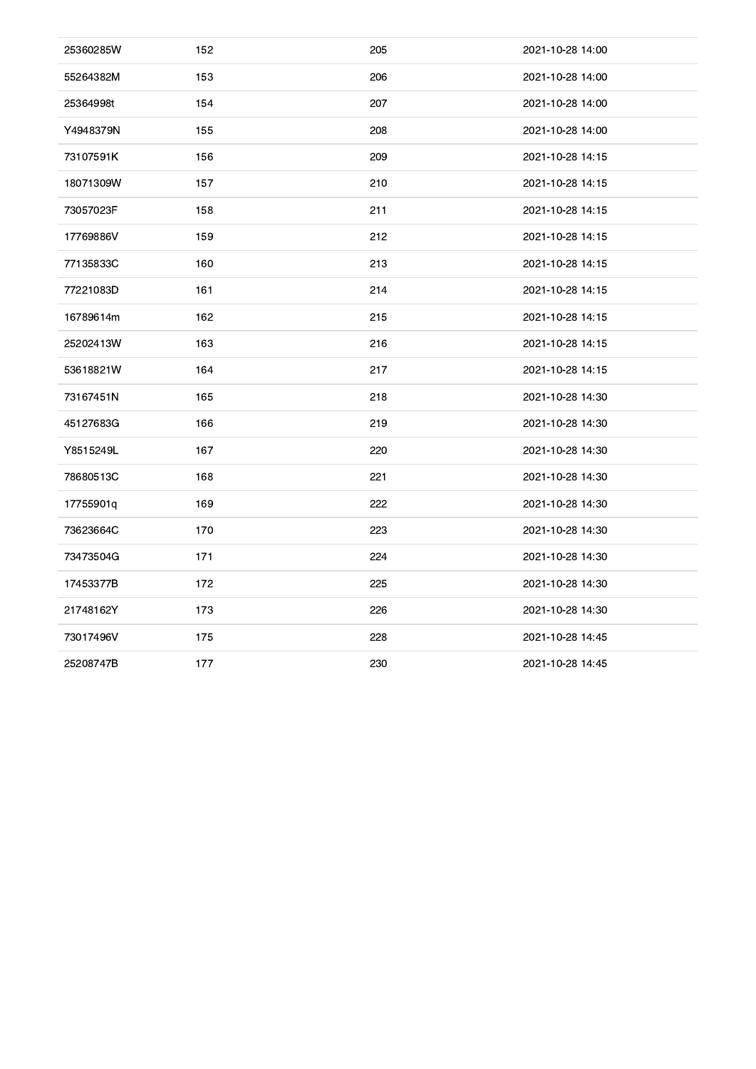| | | | |
|---|---|---|---|
| 25360285W | 152 | 205 | 2021-10-28 14:00 |
| 55264382M | 153 | 206 | 2021-10-28 14:00 |
| 25364998t | 154 | 207 | 2021-10-28 14:00 |
| Y4948379N | 155 | 208 | 2021-10-28 14:00 |
| 73107591K | 156 | 209 | 2021-10-28 14:15 |
| 18071309W | 157 | 210 | 2021-10-28 14:15 |
| 73057023F | 158 | 211 | 2021-10-28 14:15 |
| 17769886V | 159 | 212 | 2021-10-28 14:15 |
| 77135833C | 160 | 213 | 2021-10-28 14:15 |
| 77221083D | 161 | 214 | 2021-10-28 14:15 |
| 16789614m | 162 | 215 | 2021-10-28 14:15 |
| 25202413W | 163 | 216 | 2021-10-28 14:15 |
| 53618821W | 164 | 217 | 2021-10-28 14:15 |
| 73167451N | 165 | 218 | 2021-10-28 14:30 |
| 45127683G | 166 | 219 | 2021-10-28 14:30 |
| Y8515249L | 167 | 220 | 2021-10-28 14:30 |
| 78680513C | 168 | 221 | 2021-10-28 14:30 |
| 17755901q | 169 | 222 | 2021-10-28 14:30 |
| 73623664C | 170 | 223 | 2021-10-28 14:30 |
| 73473504G | 171 | 224 | 2021-10-28 14:30 |
| 17453377B | 172 | 225 | 2021-10-28 14:30 |
| 21748162Y | 173 | 226 | 2021-10-28 14:30 |
| 73017496V | 175 | 228 | 2021-10-28 14:45 |
| 25208747B | 177 | 230 | 2021-10-28 14:45 |